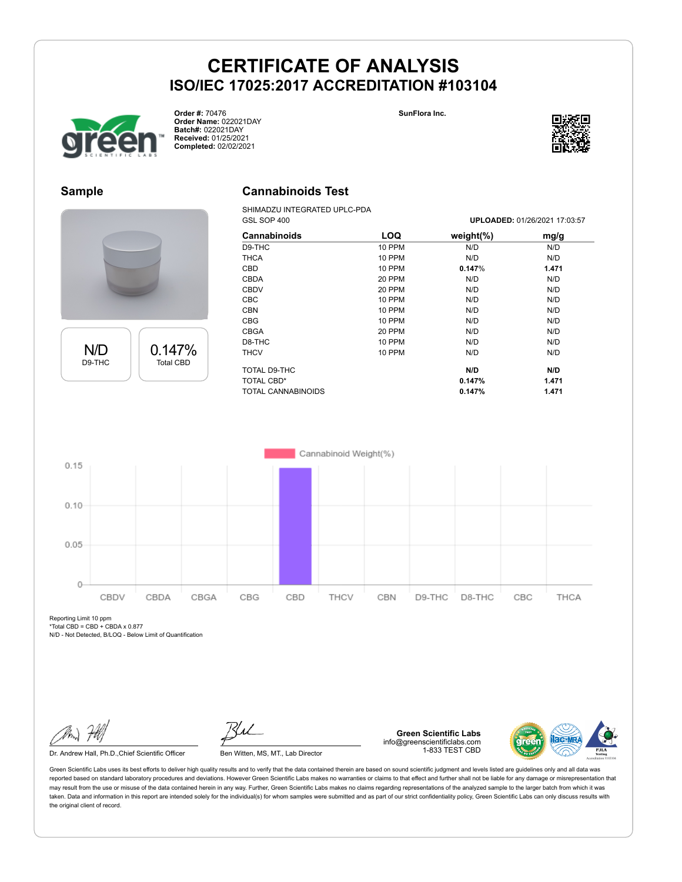# CERTIFICATE OF ANALYSIS

## ISO/IEC 17025:2017 ACCREDITATION #103104

**Order #:** 70476
**Order Name:** 022021DAY
**Batch#:** 022021DAY
**Received:** 01/25/2021
**Completed:** 02/02/2021

**SunFlora Inc.**

## Sample

| N/D | 0.147% |
|---|---|
| D9-THC | Total CBD |

## Cannabinoids Test

SHIMADZU INTEGRATED UPLC-PDA
GSL SOP 400

**UPLOADED:** 01/26/2021 17:03:57

| Cannabinoids | LOQ | weight(%) | mg/g |
|---|---|---|---|
| D9-THC | 10 PPM | N/D | N/D |
| THCA | 10 PPM | N/D | N/D |
| CBD | 10 PPM | **0.147**% | **1.471** |
| CBDA | 20 PPM | N/D | N/D |
| CBDV | 20 PPM | N/D | N/D |
| CBC | 10 PPM | N/D | N/D |
| CBN | 10 PPM | N/D | N/D |
| CBG | 10 PPM | N/D | N/D |
| CBGA | 20 PPM | N/D | N/D |
| D8-THC | 10 PPM | N/D | N/D |
| THCV | 10 PPM | N/D | N/D |
| TOTAL D9-THC | | **N/D** | **N/D** |
| TOTAL CBD* | | **0.147%** | **1.471** |
| TOTAL CANNABINOIDS | | **0.147%** | **1.471** |

Reporting Limit 10 ppm
*Total CBD = CBD + CBDA x 0.877
N/D - Not Detected, B/LOQ - Below Limit of Quantification

Dr. Andrew Hall, Ph.D.,Chief Scientific Officer

Ben Witten, MS, MT., Lab Director

**Green Scientific Labs**
info@greenscientificlabs.com
1-833 TEST CBD

Green Scientific Labs uses its best efforts to deliver high quality results and to verify that the data contained therein are based on sound scientific judgment and levels listed are guidelines only and all data was reported based on standard laboratory procedures and deviations. However Green Scientific Labs makes no warranties or claims to that effect and further shall not be liable for any damage or misrepresentation that may result from the use or misuse of the data contained herein in any way. Further, Green Scientific Labs makes no claims regarding representations of the analyzed sample to the larger batch from which it was taken. Data and information in this report are intended solely for the individual(s) for whom samples were submitted and as part of our strict confidentiality policy, Green Scientific Labs can only discuss results with the original client of record.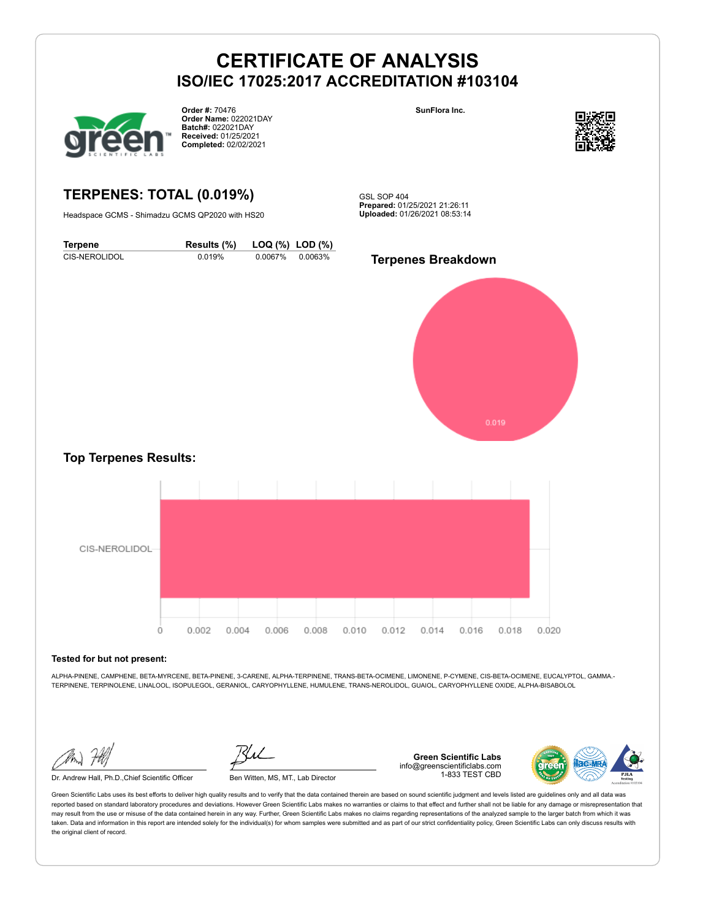# CERTIFICATE OF ANALYSIS
## ISO/IEC 17025:2017 ACCREDITATION #103104

**Order #:** 70476
**Order Name:** 022021DAY
**Batch#:** 022021DAY
**Received:** 01/25/2021
**Completed:** 02/02/2021

**SunFlora Inc.**

## TERPENES: TOTAL (0.019%)

Headspace GCMS - Shimadzu GCMS QP2020 with HS20

GSL SOP 404
**Prepared:** 01/25/2021 21:26:11
**Uploaded:** 01/26/2021 08:53:14

| Terpene | Results (%) | LOQ (%) | LOD (%) |
|---|---|---|---|
| CIS-NEROLIDOL | 0.019% | 0.0067% | 0.0063% |

### Terpenes Breakdown

0.019

### Top Terpenes Results:

CIS-NEROLIDOL

0 0.002 0.004 0.006 0.008 0.010 0.012 0.014 0.016 0.018 0.020

**Tested for but not present:**

ALPHA-PINENE, CAMPHENE, BETA-MYRCENE, BETA-PINENE, 3-CARENE, ALPHA-TERPINENE, TRANS-BETA-OCIMENE, LIMONENE, P-CYMENE, CIS-BETA-OCIMENE, EUCALYPTOL, GAMMA.-TERPINENE, TERPINOLENE, LINALOOL, ISOPULEGOL, GERANIOL, CARYOPHYLLENE, HUMULENE, TRANS-NEROLIDOL, GUAIOL, CARYOPHYLLENE OXIDE, ALPHA-BISABOLOL

Dr. Andrew Hall, Ph.D.,Chief Scientific Officer

Ben Witten, MS, MT., Lab Director

**Green Scientific Labs**
info@greenscientificlabs.com
1-833 TEST CBD

Green Scientific Labs uses its best efforts to deliver high quality results and to verify that the data contained therein are based on sound scientific judgment and levels listed are guidelines only and all data was reported based on standard laboratory procedures and deviations. However Green Scientific Labs makes no warranties or claims to that effect and further shall not be liable for any damage or misrepresentation that may result from the use or misuse of the data contained herein in any way. Further, Green Scientific Labs makes no claims regarding representations of the analyzed sample to the larger batch from which it was taken. Data and information in this report are intended solely for the individual(s) for whom samples were submitted and as part of our strict confidentiality policy, Green Scientific Labs can only discuss results with the original client of record.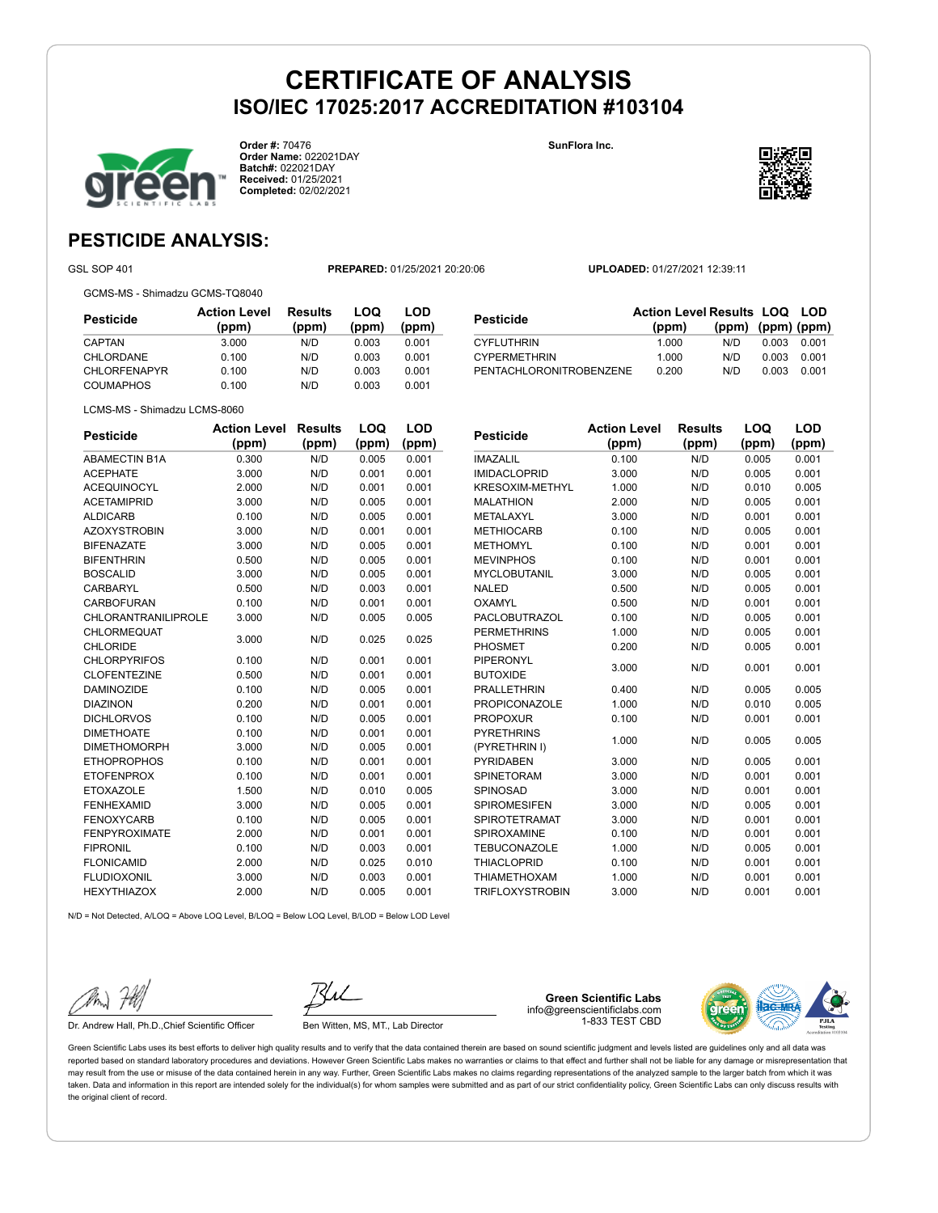# CERTIFICATE OF ANALYSIS

## ISO/IEC 17025:2017 ACCREDITATION #103104

**Order #:** 70476
**Order Name:** 022021DAY
**Batch#:** 022021DAY
**Received:** 01/25/2021
**Completed:** 02/02/2021

**SunFlora Inc.**

## PESTICIDE ANALYSIS:

GSL SOP 401 **PREPARED:** 01/25/2021 20:20:06 **UPLOADED:** 01/27/2021 12:39:11

GCMS-MS - Shimadzu GCMS-TQ8040

| Pesticide | Action Level (ppm) | Results (ppm) | LOQ (ppm) | LOD (ppm) |
|---|---|---|---|---|
| CAPTAN | 3.000 | N/D | 0.003 | 0.001 |
| CHLORDANE | 0.100 | N/D | 0.003 | 0.001 |
| CHLORFENAPYR | 0.100 | N/D | 0.003 | 0.001 |
| COUMAPHOS | 0.100 | N/D | 0.003 | 0.001 |
| CYFLUTHRIN | 1.000 | N/D | 0.003 | 0.001 |
| CYPERMETHRIN | 1.000 | N/D | 0.003 | 0.001 |
| PENTACHLORONITROBENZENE | 0.200 | N/D | 0.003 | 0.001 |

LCMS-MS - Shimadzu LCMS-8060

| Pesticide | Action Level (ppm) | Results (ppm) | LOQ (ppm) | LOD (ppm) |
|---|---|---|---|---|
| ABAMECTIN B1A | 0.300 | N/D | 0.005 | 0.001 |
| ACEPHATE | 3.000 | N/D | 0.001 | 0.001 |
| ACEQUINOCYL | 2.000 | N/D | 0.001 | 0.001 |
| ACETAMIPRID | 3.000 | N/D | 0.005 | 0.001 |
| ALDICARB | 0.100 | N/D | 0.005 | 0.001 |
| AZOXYSTROBIN | 3.000 | N/D | 0.001 | 0.001 |
| BIFENAZATE | 3.000 | N/D | 0.005 | 0.001 |
| BIFENTHRIN | 0.500 | N/D | 0.005 | 0.001 |
| BOSCALID | 3.000 | N/D | 0.005 | 0.001 |
| CARBARYL | 0.500 | N/D | 0.003 | 0.001 |
| CARBOFURAN | 0.100 | N/D | 0.001 | 0.001 |
| CHLORANTRANILIPROLE | 3.000 | N/D | 0.005 | 0.005 |
| CHLORMEQUAT CHLORIDE | 3.000 | N/D | 0.025 | 0.025 |
| CHLORPYRIFOS | 0.100 | N/D | 0.001 | 0.001 |
| CLOFENTEZINE | 0.500 | N/D | 0.001 | 0.001 |
| DAMINOZIDE | 0.100 | N/D | 0.005 | 0.001 |
| DIAZINON | 0.200 | N/D | 0.001 | 0.001 |
| DICHLORVOS | 0.100 | N/D | 0.005 | 0.001 |
| DIMETHOATE | 0.100 | N/D | 0.001 | 0.001 |
| DIMETHOMORPH | 3.000 | N/D | 0.005 | 0.001 |
| ETHOPROPHOS | 0.100 | N/D | 0.001 | 0.001 |
| ETOFENPROX | 0.100 | N/D | 0.001 | 0.001 |
| ETOXAZOLE | 1.500 | N/D | 0.010 | 0.005 |
| FENHEXAMID | 3.000 | N/D | 0.005 | 0.001 |
| FENOXYCARB | 0.100 | N/D | 0.005 | 0.001 |
| FENPYROXIMATE | 2.000 | N/D | 0.001 | 0.001 |
| FIPRONIL | 0.100 | N/D | 0.003 | 0.001 |
| FLONICAMID | 2.000 | N/D | 0.025 | 0.010 |
| FLUDIOXONIL | 3.000 | N/D | 0.003 | 0.001 |
| HEXYTHIAZOX | 2.000 | N/D | 0.005 | 0.001 |
| IMAZALIL | 0.100 | N/D | 0.005 | 0.001 |
| IMIDACLOPRID | 3.000 | N/D | 0.005 | 0.001 |
| KRESOXIM-METHYL | 1.000 | N/D | 0.010 | 0.005 |
| MALATHION | 2.000 | N/D | 0.005 | 0.001 |
| METALAXYL | 3.000 | N/D | 0.001 | 0.001 |
| METHIOCARB | 0.100 | N/D | 0.005 | 0.001 |
| METHOMYL | 0.100 | N/D | 0.001 | 0.001 |
| MEVINPHOS | 0.100 | N/D | 0.001 | 0.001 |
| MYCLOBUTANIL | 3.000 | N/D | 0.005 | 0.001 |
| NALED | 0.500 | N/D | 0.005 | 0.001 |
| OXAMYL | 0.500 | N/D | 0.001 | 0.001 |
| PACLOBUTRAZOL | 0.100 | N/D | 0.005 | 0.001 |
| PERMETHRINS | 1.000 | N/D | 0.005 | 0.001 |
| PHOSMET | 0.200 | N/D | 0.005 | 0.001 |
| PIPERONYL BUTOXIDE | 3.000 | N/D | 0.001 | 0.001 |
| PRALLETHRIN | 0.400 | N/D | 0.005 | 0.005 |
| PROPICONAZOLE | 1.000 | N/D | 0.010 | 0.005 |
| PROPOXUR | 0.100 | N/D | 0.001 | 0.001 |
| PYRETHRINS (PYRETHRIN I) | 1.000 | N/D | 0.005 | 0.005 |
| PYRIDABEN | 3.000 | N/D | 0.005 | 0.001 |
| SPINETORAM | 3.000 | N/D | 0.001 | 0.001 |
| SPINOSAD | 3.000 | N/D | 0.001 | 0.001 |
| SPIROMESIFEN | 3.000 | N/D | 0.005 | 0.001 |
| SPIROTETRAMAT | 3.000 | N/D | 0.001 | 0.001 |
| SPIROXAMINE | 0.100 | N/D | 0.001 | 0.001 |
| TEBUCONAZOLE | 1.000 | N/D | 0.005 | 0.001 |
| THIACLOPRID | 0.100 | N/D | 0.001 | 0.001 |
| THIAMETHOXAM | 1.000 | N/D | 0.001 | 0.001 |
| TRIFLOXYSTROBIN | 3.000 | N/D | 0.001 | 0.001 |

N/D = Not Detected, A/LOQ = Above LOQ Level, B/LOQ = Below LOQ Level, B/LOD = Below LOD Level

Dr. Andrew Hall, Ph.D.,Chief Scientific Officer

Ben Witten, MS, MT., Lab Director

**Green Scientific Labs**
info@greenscientificlabs.com
1-833 TEST CBD

Green Scientific Labs uses its best efforts to deliver high quality results and to verify that the data contained therein are based on sound scientific judgment and levels listed are guidelines only and all data was reported based on standard laboratory procedures and deviations. However Green Scientific Labs makes no warranties or claims to that effect and further shall not be liable for any damage or misrepresentation that may result from the use or misuse of the data contained herein in any way. Further, Green Scientific Labs makes no claims regarding representations of the analyzed sample to the larger batch from which it was taken. Data and information in this report are intended solely for the individual(s) for whom samples were submitted and as part of our strict confidentiality policy, Green Scientific Labs can only discuss results with the original client of record.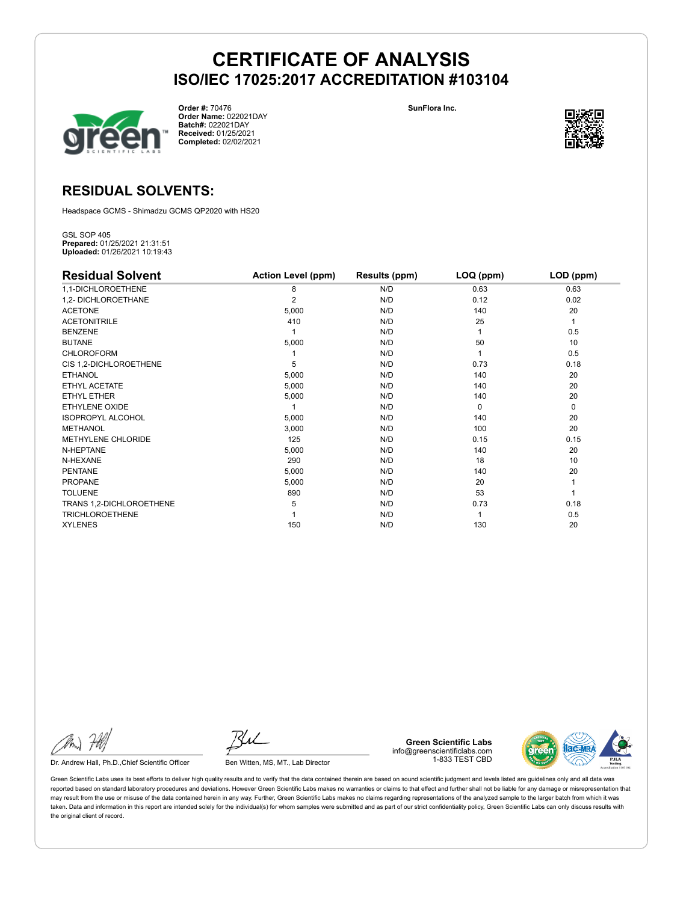# CERTIFICATE OF ANALYSIS

## ISO/IEC 17025:2017 ACCREDITATION #103104

**Order #:** 70476
**Order Name:** 022021DAY
**Batch#:** 022021DAY
**Received:** 01/25/2021
**Completed:** 02/02/2021

SunFlora Inc.

## RESIDUAL SOLVENTS:

Headspace GCMS - Shimadzu GCMS QP2020 with HS20

GSL SOP 405
**Prepared:** 01/25/2021 21:31:51
**Uploaded:** 01/26/2021 10:19:43

| Residual Solvent | Action Level (ppm) | Results (ppm) | LOQ (ppm) | LOD (ppm) |
|---|---|---|---|---|
| 1,1-DICHLOROETHENE | 8 | N/D | 0.63 | 0.63 |
| 1,2- DICHLOROETHANE | 2 | N/D | 0.12 | 0.02 |
| ACETONE | 5,000 | N/D | 140 | 20 |
| ACETONITRILE | 410 | N/D | 25 | 1 |
| BENZENE | 1 | N/D | 1 | 0.5 |
| BUTANE | 5,000 | N/D | 50 | 10 |
| CHLOROFORM | 1 | N/D | 1 | 0.5 |
| CIS 1,2-DICHLOROETHENE | 5 | N/D | 0.73 | 0.18 |
| ETHANOL | 5,000 | N/D | 140 | 20 |
| ETHYL ACETATE | 5,000 | N/D | 140 | 20 |
| ETHYL ETHER | 5,000 | N/D | 140 | 20 |
| ETHYLENE OXIDE | 1 | N/D | 0 | 0 |
| ISOPROPYL ALCOHOL | 5,000 | N/D | 140 | 20 |
| METHANOL | 3,000 | N/D | 100 | 20 |
| METHYLENE CHLORIDE | 125 | N/D | 0.15 | 0.15 |
| N-HEPTANE | 5,000 | N/D | 140 | 20 |
| N-HEXANE | 290 | N/D | 18 | 10 |
| PENTANE | 5,000 | N/D | 140 | 20 |
| PROPANE | 5,000 | N/D | 20 | 1 |
| TOLUENE | 890 | N/D | 53 | 1 |
| TRANS 1,2-DICHLOROETHENE | 5 | N/D | 0.73 | 0.18 |
| TRICHLOROETHENE | 1 | N/D | 1 | 0.5 |
| XYLENES | 150 | N/D | 130 | 20 |

Dr. Andrew Hall, Ph.D.,Chief Scientific Officer

Ben Witten, MS, MT., Lab Director

**Green Scientific Labs**
info@greenscientificlabs.com
1-833 TEST CBD

Green Scientific Labs uses its best efforts to deliver high quality results and to verify that the data contained therein are based on sound scientific judgment and levels listed are guidelines only and all data was reported based on standard laboratory procedures and deviations. However Green Scientific Labs makes no warranties or claims to that effect and further shall not be liable for any damage or misrepresentation that may result from the use or misuse of the data contained herein in any way. Further, Green Scientific Labs makes no claims regarding representations of the analyzed sample to the larger batch from which it was taken. Data and information in this report are intended solely for the individual(s) for whom samples were submitted and as part of our strict confidentiality policy, Green Scientific Labs can only discuss results with the original client of record.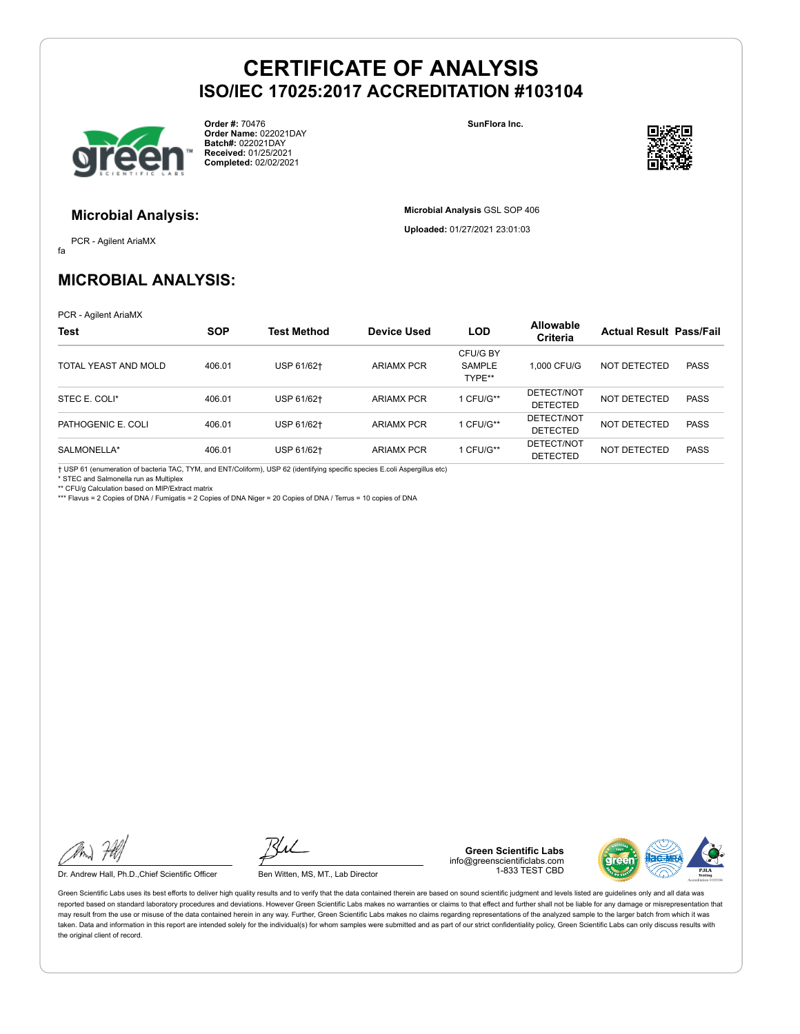# CERTIFICATE OF ANALYSIS
## ISO/IEC 17025:2017 ACCREDITATION #103104

**Order #:** 70476
**Order Name:** 022021DAY
**Batch#:** 022021DAY
**Received:** 01/25/2021
**Completed:** 02/02/2021

**SunFlora Inc.**

### Microbial Analysis:

PCR - Agilent AriaMX

fa

**Microbial Analysis** GSL SOP 406

**Uploaded:** 01/27/2021 23:01:03

## MICROBIAL ANALYSIS:

PCR - Agilent AriaMX

| Test | SOP | Test Method | Device Used | LOD | Allowable Criteria | Actual Result | Pass/Fail |
|---|---|---|---|---|---|---|---|
| TOTAL YEAST AND MOLD | 406.01 | USP 61/62† | ARIAMX PCR | CFU/G BY SAMPLE TYPE** | 1,000 CFU/G | NOT DETECTED | PASS |
| STEC E. COLI* | 406.01 | USP 61/62† | ARIAMX PCR | 1 CFU/G** | DETECT/NOT DETECTED | NOT DETECTED | PASS |
| PATHOGENIC E. COLI | 406.01 | USP 61/62† | ARIAMX PCR | 1 CFU/G** | DETECT/NOT DETECTED | NOT DETECTED | PASS |
| SALMONELLA* | 406.01 | USP 61/62† | ARIAMX PCR | 1 CFU/G** | DETECT/NOT DETECTED | NOT DETECTED | PASS |

† USP 61 (enumeration of bacteria TAC, TYM, and ENT/Coliform), USP 62 (identifying specific species E.coli Aspergillus etc)
* STEC and Salmonella run as Multiplex
** CFU/g Calculation based on MIP/Extract matrix
*** Flavus = 2 Copies of DNA / Fumigatis = 2 Copies of DNA Niger = 20 Copies of DNA / Terrus = 10 copies of DNA

Dr. Andrew Hall, Ph.D.,Chief Scientific Officer

Ben Witten, MS, MT., Lab Director

**Green Scientific Labs**
info@greenscientificlabs.com
1-833 TEST CBD

Green Scientific Labs uses its best efforts to deliver high quality results and to verify that the data contained therein are based on sound scientific judgment and levels listed are guidelines only and all data was reported based on standard laboratory procedures and deviations. However Green Scientific Labs makes no warranties or claims to that effect and further shall not be liable for any damage or misrepresentation that may result from the use or misuse of the data contained herein in any way. Further, Green Scientific Labs makes no claims regarding representations of the analyzed sample to the larger batch from which it was taken. Data and information in this report are intended solely for the individual(s) for whom samples were submitted and as part of our strict confidentiality policy, Green Scientific Labs can only discuss results with the original client of record.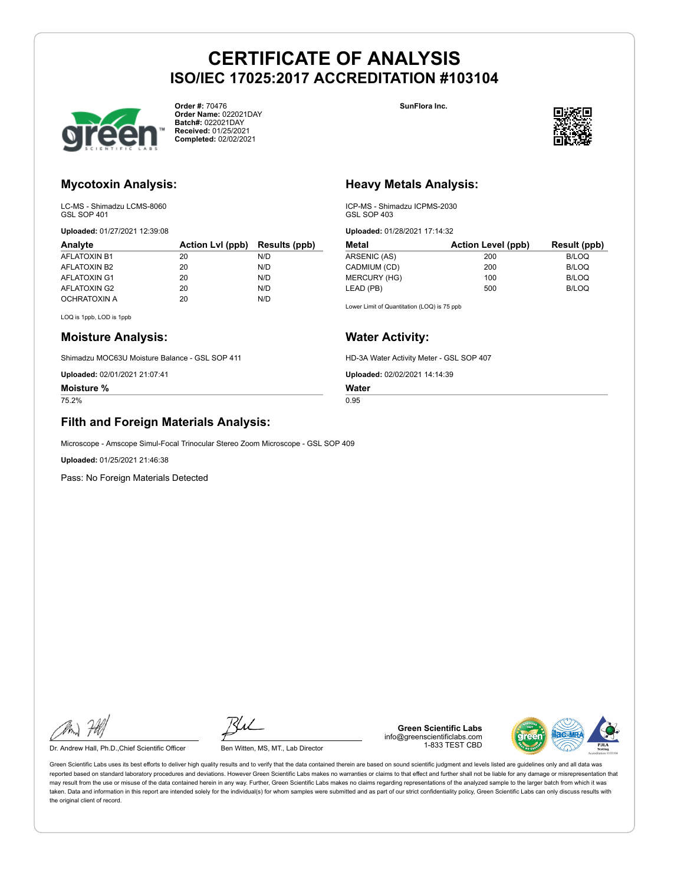# CERTIFICATE OF ANALYSIS
## ISO/IEC 17025:2017 ACCREDITATION #103104

**Order #:** 70476
**Order Name:** 022021DAY
**Batch#:** 022021DAY
**Received:** 01/25/2021
**Completed:** 02/02/2021

SunFlora Inc.

## Mycotoxin Analysis:

LC-MS - Shimadzu LCMS-8060
GSL SOP 401

**Uploaded:** 01/27/2021 12:39:08

| Analyte | Action Lvl (ppb) | Results (ppb) |
|---|---|---|
| AFLATOXIN B1 | 20 | N/D |
| AFLATOXIN B2 | 20 | N/D |
| AFLATOXIN G1 | 20 | N/D |
| AFLATOXIN G2 | 20 | N/D |
| OCHRATOXIN A | 20 | N/D |

LOQ is 1ppb, LOD is 1ppb

## Heavy Metals Analysis:

ICP-MS - Shimadzu ICPMS-2030
GSL SOP 403

**Uploaded:** 01/28/2021 17:14:32

| Metal | Action Level (ppb) | Result (ppb) |
|---|---|---|
| ARSENIC (AS) | 200 | B/LOQ |
| CADMIUM (CD) | 200 | B/LOQ |
| MERCURY (HG) | 100 | B/LOQ |
| LEAD (PB) | 500 | B/LOQ |

Lower Limit of Quantitation (LOQ) is 75 ppb

## Moisture Analysis:

Shimadzu MOC63U Moisture Balance - GSL SOP 411

**Uploaded:** 02/01/2021 21:07:41

| Moisture % |
|---|
| 75.2% |

## Water Activity:

HD-3A Water Activity Meter - GSL SOP 407

**Uploaded:** 02/02/2021 14:14:39

| Water |
|---|
| 0.95 |

## Filth and Foreign Materials Analysis:

Microscope - Amscope Simul-Focal Trinocular Stereo Zoom Microscope - GSL SOP 409

**Uploaded:** 01/25/2021 21:46:38

Pass: No Foreign Materials Detected

Dr. Andrew Hall, Ph.D.,Chief Scientific Officer

Ben Witten, MS, MT., Lab Director

**Green Scientific Labs**
info@greenscientificlabs.com
1-833 TEST CBD

Green Scientific Labs uses its best efforts to deliver high quality results and to verify that the data contained therein are based on sound scientific judgment and levels listed are guidelines only and all data was reported based on standard laboratory procedures and deviations. However Green Scientific Labs makes no warranties or claims to that effect and further shall not be liable for any damage or misrepresentation that may result from the use or misuse of the data contained herein in any way. Further, Green Scientific Labs makes no claims regarding representations of the analyzed sample to the larger batch from which it was taken. Data and information in this report are intended solely for the individual(s) for whom samples were submitted and as part of our strict confidentiality policy, Green Scientific Labs can only discuss results with the original client of record.